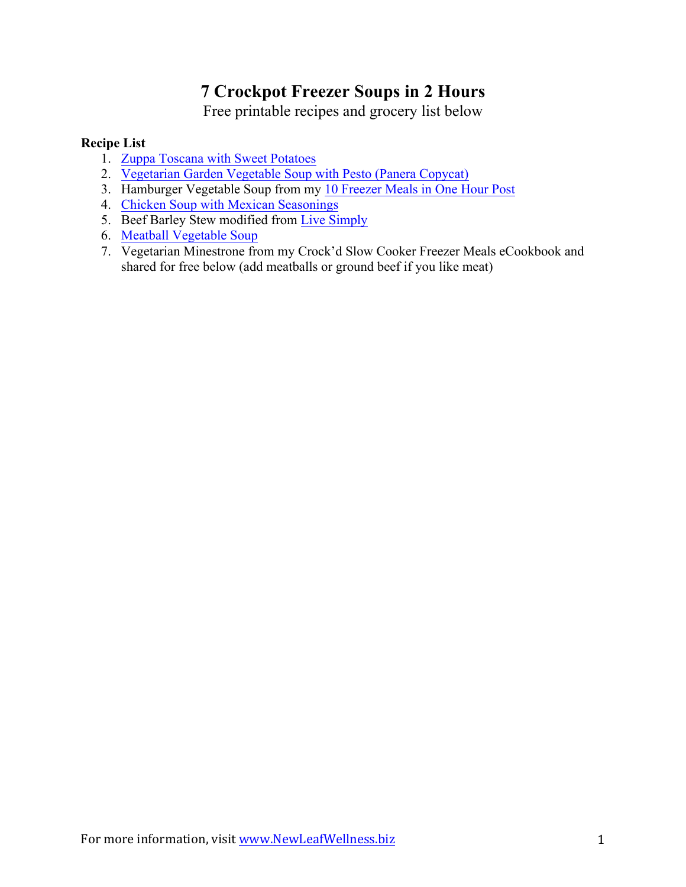# 7 Crockpot Freezer Soups in 2 Hours

Free printable recipes and grocery list below

**Recipe List**

1. Zuppa Toscana with Sweet Potatoes
2. Vegetarian Garden Vegetable Soup with Pesto (Panera Copycat)
3. Hamburger Vegetable Soup from my 10 Freezer Meals in One Hour Post
4. Chicken Soup with Mexican Seasonings
5. Beef Barley Stew modified from Live Simply
6. Meatball Vegetable Soup
7. Vegetarian Minestrone from my Crock'd Slow Cooker Freezer Meals eCookbook and shared for free below (add meatballs or ground beef if you like meat)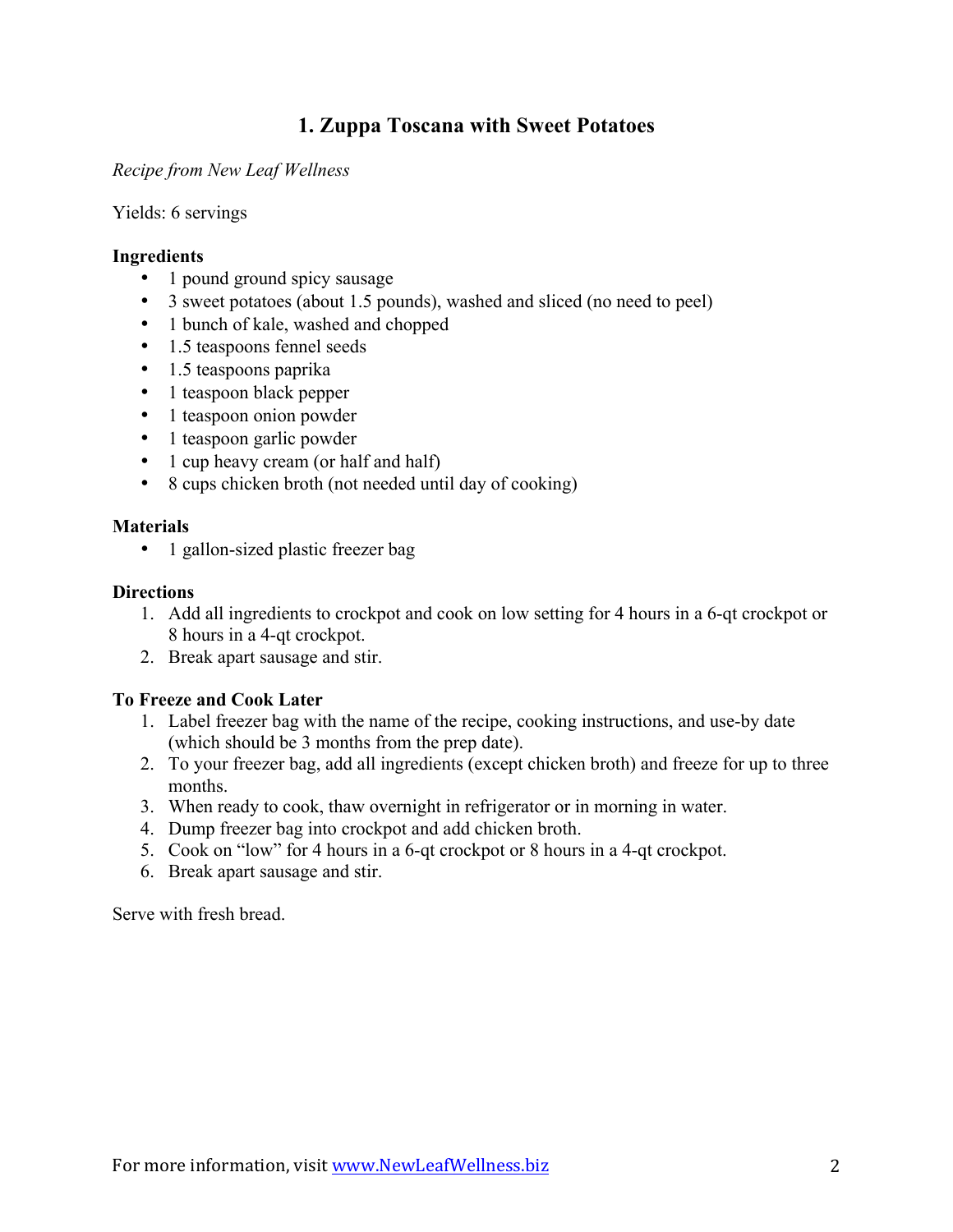## 1. Zuppa Toscana with Sweet Potatoes

*Recipe from New Leaf Wellness*

Yields: 6 servings

**Ingredients**

- 1 pound ground spicy sausage
- 3 sweet potatoes (about 1.5 pounds), washed and sliced (no need to peel)
- 1 bunch of kale, washed and chopped
- 1.5 teaspoons fennel seeds
- 1.5 teaspoons paprika
- 1 teaspoon black pepper
- 1 teaspoon onion powder
- 1 teaspoon garlic powder
- 1 cup heavy cream (or half and half)
- 8 cups chicken broth (not needed until day of cooking)

**Materials**

- 1 gallon-sized plastic freezer bag

**Directions**

1. Add all ingredients to crockpot and cook on low setting for 4 hours in a 6-qt crockpot or 8 hours in a 4-qt crockpot.
2. Break apart sausage and stir.

**To Freeze and Cook Later**

1. Label freezer bag with the name of the recipe, cooking instructions, and use-by date (which should be 3 months from the prep date).
2. To your freezer bag, add all ingredients (except chicken broth) and freeze for up to three months.
3. When ready to cook, thaw overnight in refrigerator or in morning in water.
4. Dump freezer bag into crockpot and add chicken broth.
5. Cook on "low" for 4 hours in a 6-qt crockpot or 8 hours in a 4-qt crockpot.
6. Break apart sausage and stir.

Serve with fresh bread.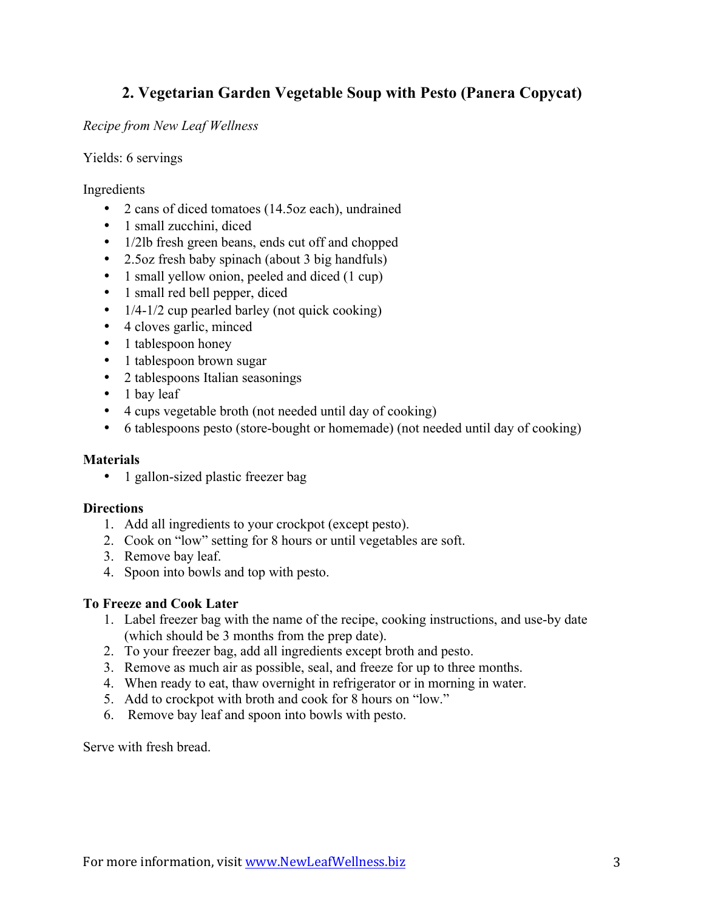## 2. Vegetarian Garden Vegetable Soup with Pesto (Panera Copycat)

*Recipe from New Leaf Wellness*

Yields: 6 servings

Ingredients

- 2 cans of diced tomatoes (14.5oz each), undrained
- 1 small zucchini, diced
- 1/2lb fresh green beans, ends cut off and chopped
- 2.5oz fresh baby spinach (about 3 big handfuls)
- 1 small yellow onion, peeled and diced (1 cup)
- 1 small red bell pepper, diced
- 1/4-1/2 cup pearled barley (not quick cooking)
- 4 cloves garlic, minced
- 1 tablespoon honey
- 1 tablespoon brown sugar
- 2 tablespoons Italian seasonings
- 1 bay leaf
- 4 cups vegetable broth (not needed until day of cooking)
- 6 tablespoons pesto (store-bought or homemade) (not needed until day of cooking)

**Materials**

- 1 gallon-sized plastic freezer bag

**Directions**

1. Add all ingredients to your crockpot (except pesto).
2. Cook on "low" setting for 8 hours or until vegetables are soft.
3. Remove bay leaf.
4. Spoon into bowls and top with pesto.

**To Freeze and Cook Later**

1. Label freezer bag with the name of the recipe, cooking instructions, and use-by date (which should be 3 months from the prep date).
2. To your freezer bag, add all ingredients except broth and pesto.
3. Remove as much air as possible, seal, and freeze for up to three months.
4. When ready to eat, thaw overnight in refrigerator or in morning in water.
5. Add to crockpot with broth and cook for 8 hours on "low."
6. Remove bay leaf and spoon into bowls with pesto.

Serve with fresh bread.

For more information, visit www.NewLeafWellness.biz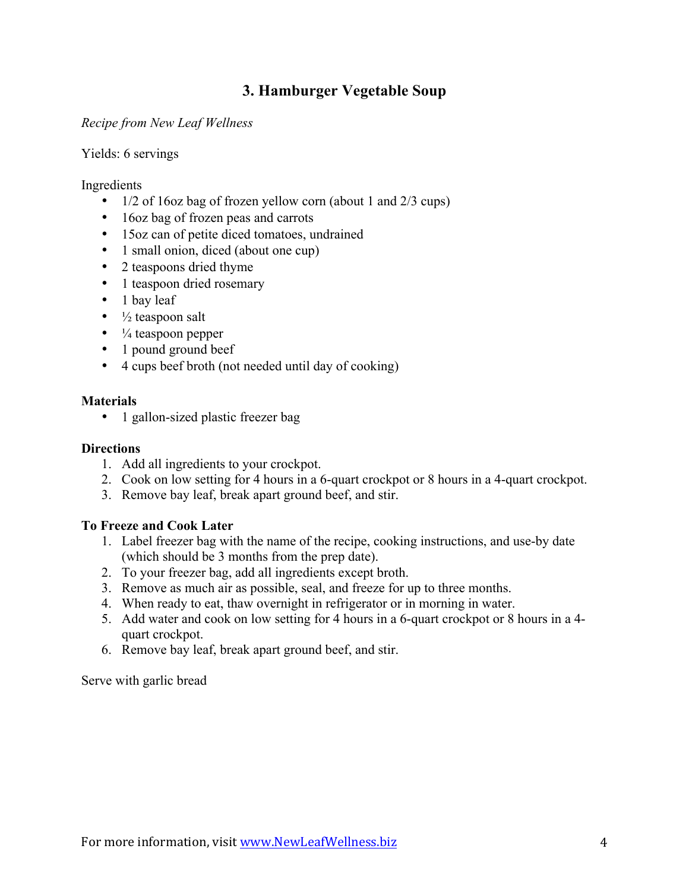## 3. Hamburger Vegetable Soup

*Recipe from New Leaf Wellness*

Yields: 6 servings

Ingredients

- 1/2 of 16oz bag of frozen yellow corn (about 1 and 2/3 cups)
- 16oz bag of frozen peas and carrots
- 15oz can of petite diced tomatoes, undrained
- 1 small onion, diced (about one cup)
- 2 teaspoons dried thyme
- 1 teaspoon dried rosemary
- 1 bay leaf
- ½ teaspoon salt
- ¼ teaspoon pepper
- 1 pound ground beef
- 4 cups beef broth (not needed until day of cooking)

**Materials**

- 1 gallon-sized plastic freezer bag

**Directions**

1. Add all ingredients to your crockpot.
2. Cook on low setting for 4 hours in a 6-quart crockpot or 8 hours in a 4-quart crockpot.
3. Remove bay leaf, break apart ground beef, and stir.

**To Freeze and Cook Later**

1. Label freezer bag with the name of the recipe, cooking instructions, and use-by date (which should be 3 months from the prep date).
2. To your freezer bag, add all ingredients except broth.
3. Remove as much air as possible, seal, and freeze for up to three months.
4. When ready to eat, thaw overnight in refrigerator or in morning in water.
5. Add water and cook on low setting for 4 hours in a 6-quart crockpot or 8 hours in a 4-quart crockpot.
6. Remove bay leaf, break apart ground beef, and stir.

Serve with garlic bread

For more information, visit [www.NewLeafWellness.biz](http://www.NewLeafWellness.biz)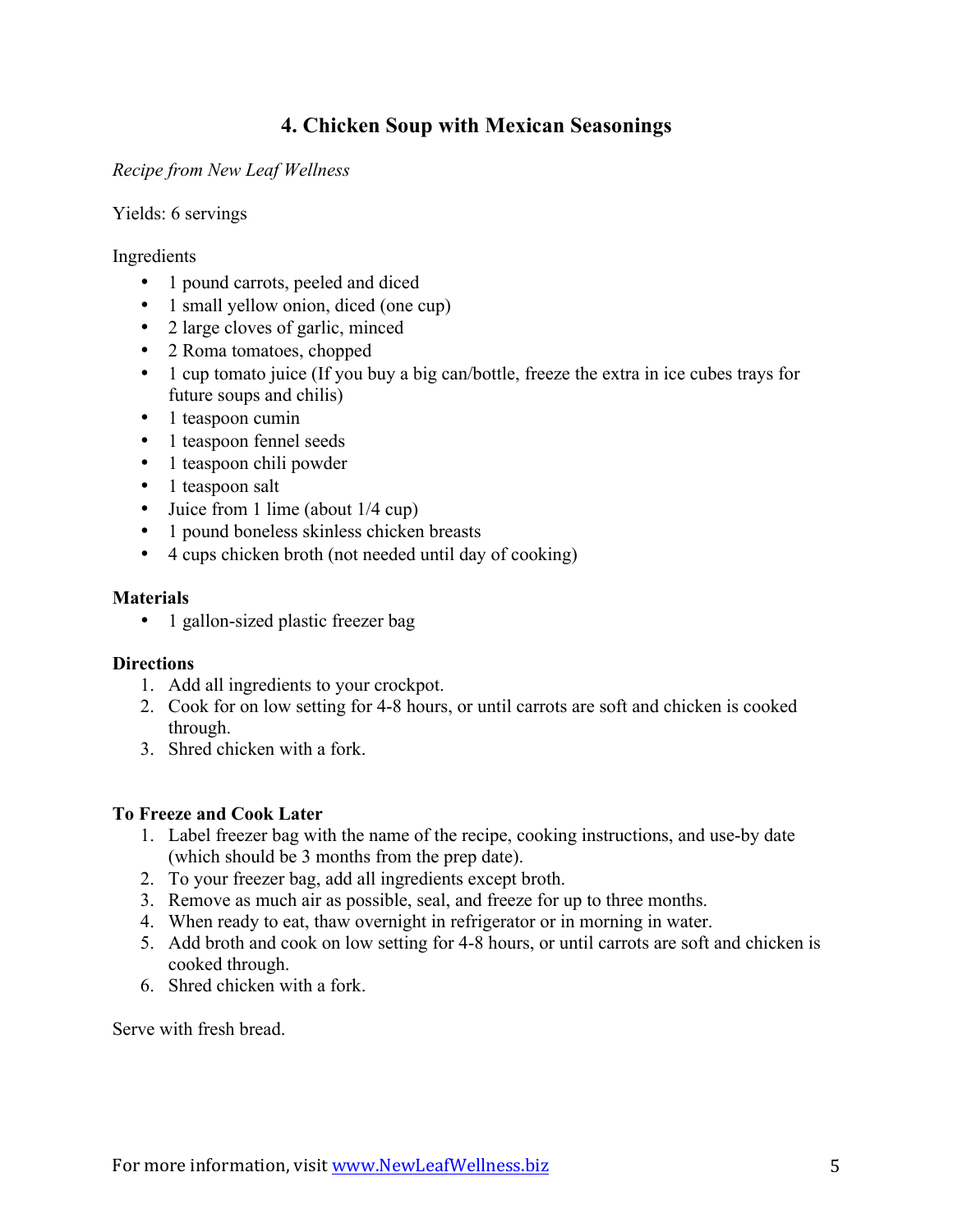## 4. Chicken Soup with Mexican Seasonings

*Recipe from New Leaf Wellness*

Yields: 6 servings

Ingredients

- 1 pound carrots, peeled and diced
- 1 small yellow onion, diced (one cup)
- 2 large cloves of garlic, minced
- 2 Roma tomatoes, chopped
- 1 cup tomato juice (If you buy a big can/bottle, freeze the extra in ice cubes trays for future soups and chilis)
- 1 teaspoon cumin
- 1 teaspoon fennel seeds
- 1 teaspoon chili powder
- 1 teaspoon salt
- Juice from 1 lime (about 1/4 cup)
- 1 pound boneless skinless chicken breasts
- 4 cups chicken broth (not needed until day of cooking)

**Materials**

- 1 gallon-sized plastic freezer bag

**Directions**

1. Add all ingredients to your crockpot.
2. Cook for on low setting for 4-8 hours, or until carrots are soft and chicken is cooked through.
3. Shred chicken with a fork.

**To Freeze and Cook Later**

1. Label freezer bag with the name of the recipe, cooking instructions, and use-by date (which should be 3 months from the prep date).
2. To your freezer bag, add all ingredients except broth.
3. Remove as much air as possible, seal, and freeze for up to three months.
4. When ready to eat, thaw overnight in refrigerator or in morning in water.
5. Add broth and cook on low setting for 4-8 hours, or until carrots are soft and chicken is cooked through.
6. Shred chicken with a fork.

Serve with fresh bread.

For more information, visit [www.NewLeafWellness.biz](http://www.NewLeafWellness.biz)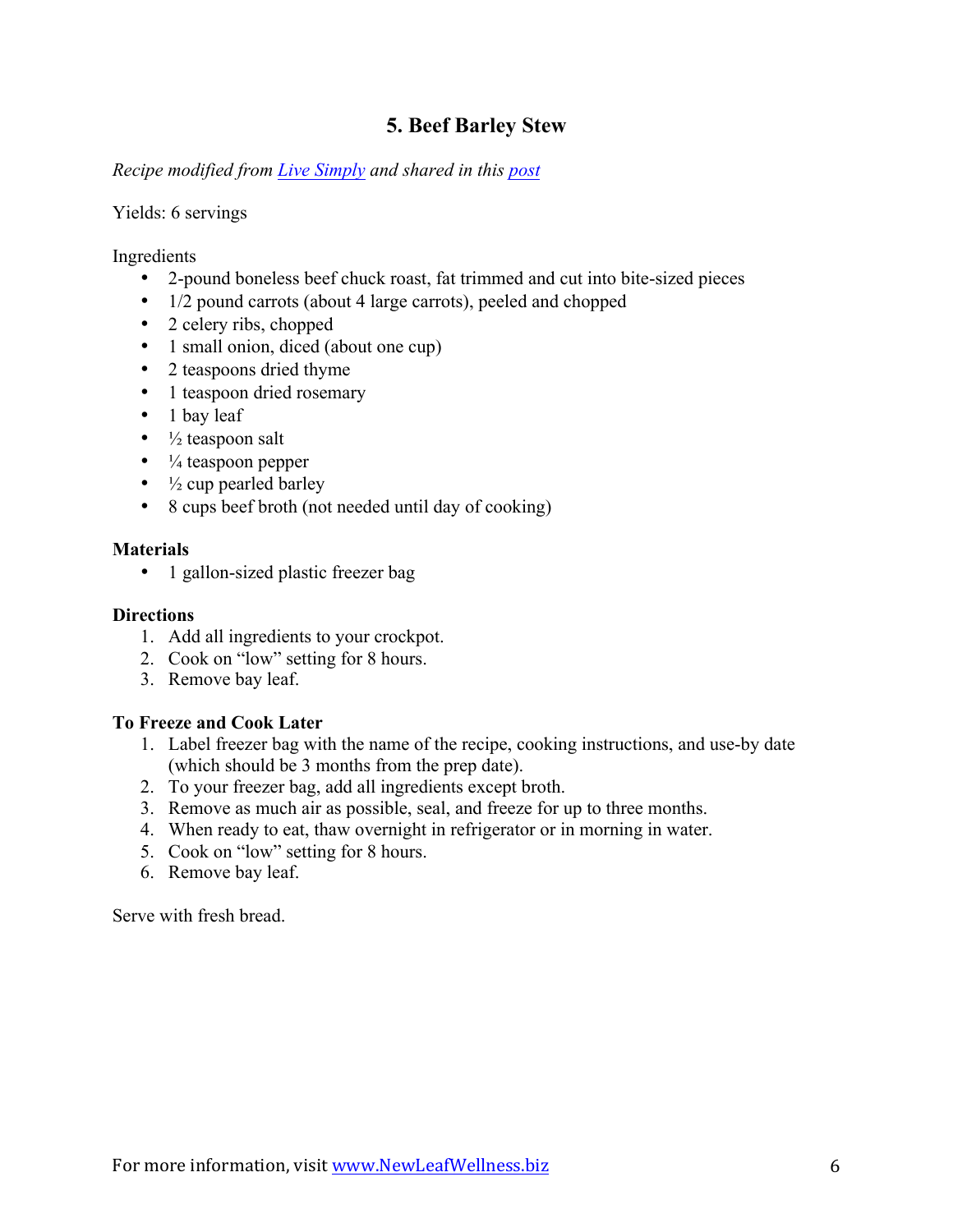## 5. Beef Barley Stew

*Recipe modified from [Live Simply](#) and shared in this [post](#)*

Yields: 6 servings

Ingredients

- 2-pound boneless beef chuck roast, fat trimmed and cut into bite-sized pieces
- 1/2 pound carrots (about 4 large carrots), peeled and chopped
- 2 celery ribs, chopped
- 1 small onion, diced (about one cup)
- 2 teaspoons dried thyme
- 1 teaspoon dried rosemary
- 1 bay leaf
- ½ teaspoon salt
- ¼ teaspoon pepper
- ½ cup pearled barley
- 8 cups beef broth (not needed until day of cooking)

**Materials**

- 1 gallon-sized plastic freezer bag

**Directions**

1. Add all ingredients to your crockpot.
2. Cook on "low" setting for 8 hours.
3. Remove bay leaf.

**To Freeze and Cook Later**

1. Label freezer bag with the name of the recipe, cooking instructions, and use-by date (which should be 3 months from the prep date).
2. To your freezer bag, add all ingredients except broth.
3. Remove as much air as possible, seal, and freeze for up to three months.
4. When ready to eat, thaw overnight in refrigerator or in morning in water.
5. Cook on "low" setting for 8 hours.
6. Remove bay leaf.

Serve with fresh bread.

For more information, visit [www.NewLeafWellness.biz](http://www.NewLeafWellness.biz)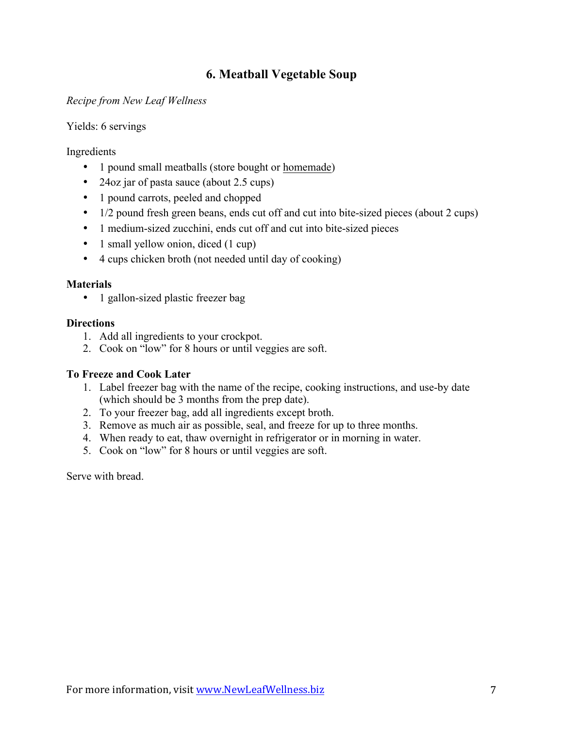## 6. Meatball Vegetable Soup

*Recipe from New Leaf Wellness*

Yields: 6 servings

Ingredients

- 1 pound small meatballs (store bought or homemade)
- 24oz jar of pasta sauce (about 2.5 cups)
- 1 pound carrots, peeled and chopped
- 1/2 pound fresh green beans, ends cut off and cut into bite-sized pieces (about 2 cups)
- 1 medium-sized zucchini, ends cut off and cut into bite-sized pieces
- 1 small yellow onion, diced (1 cup)
- 4 cups chicken broth (not needed until day of cooking)

**Materials**

- 1 gallon-sized plastic freezer bag

**Directions**

1. Add all ingredients to your crockpot.
2. Cook on "low" for 8 hours or until veggies are soft.

**To Freeze and Cook Later**

1. Label freezer bag with the name of the recipe, cooking instructions, and use-by date (which should be 3 months from the prep date).
2. To your freezer bag, add all ingredients except broth.
3. Remove as much air as possible, seal, and freeze for up to three months.
4. When ready to eat, thaw overnight in refrigerator or in morning in water.
5. Cook on "low" for 8 hours or until veggies are soft.

Serve with bread.

For more information, visit www.NewLeafWellness.biz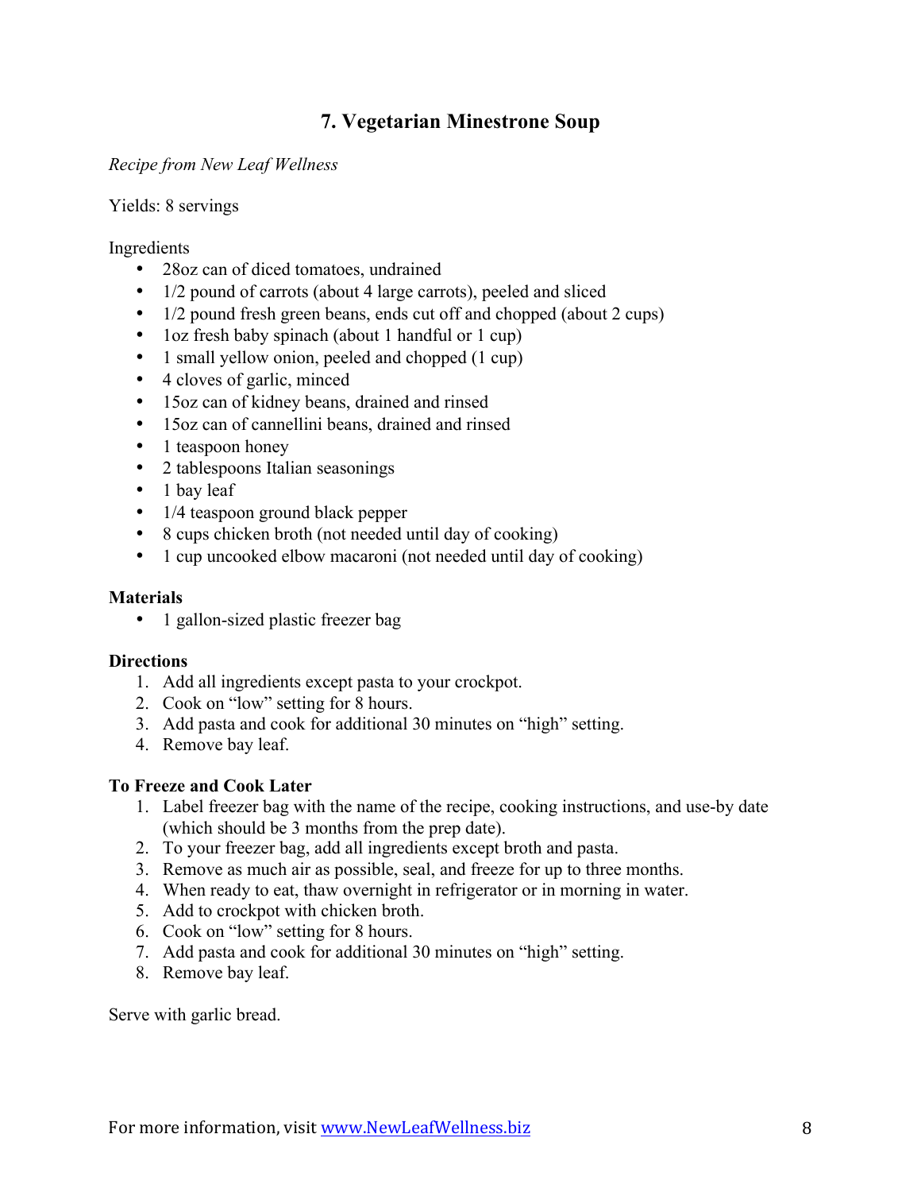## 7. Vegetarian Minestrone Soup

*Recipe from New Leaf Wellness*

Yields: 8 servings

Ingredients

- 28oz can of diced tomatoes, undrained
- 1/2 pound of carrots (about 4 large carrots), peeled and sliced
- 1/2 pound fresh green beans, ends cut off and chopped (about 2 cups)
- 1oz fresh baby spinach (about 1 handful or 1 cup)
- 1 small yellow onion, peeled and chopped (1 cup)
- 4 cloves of garlic, minced
- 15oz can of kidney beans, drained and rinsed
- 15oz can of cannellini beans, drained and rinsed
- 1 teaspoon honey
- 2 tablespoons Italian seasonings
- 1 bay leaf
- 1/4 teaspoon ground black pepper
- 8 cups chicken broth (not needed until day of cooking)
- 1 cup uncooked elbow macaroni (not needed until day of cooking)

**Materials**

- 1 gallon-sized plastic freezer bag

**Directions**

1. Add all ingredients except pasta to your crockpot.
2. Cook on "low" setting for 8 hours.
3. Add pasta and cook for additional 30 minutes on "high" setting.
4. Remove bay leaf.

**To Freeze and Cook Later**

1. Label freezer bag with the name of the recipe, cooking instructions, and use-by date (which should be 3 months from the prep date).
2. To your freezer bag, add all ingredients except broth and pasta.
3. Remove as much air as possible, seal, and freeze for up to three months.
4. When ready to eat, thaw overnight in refrigerator or in morning in water.
5. Add to crockpot with chicken broth.
6. Cook on "low" setting for 8 hours.
7. Add pasta and cook for additional 30 minutes on "high" setting.
8. Remove bay leaf.

Serve with garlic bread.

For more information, visit www.NewLeafWellness.biz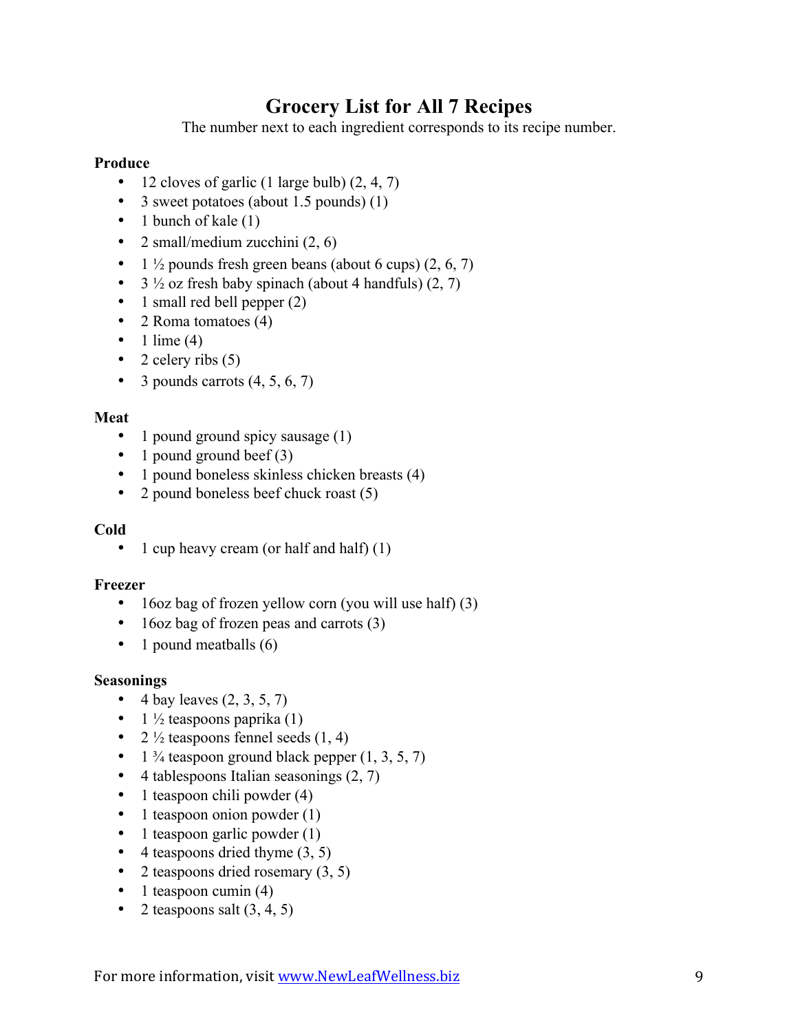# Grocery List for All 7 Recipes

The number next to each ingredient corresponds to its recipe number.

**Produce**

- 12 cloves of garlic (1 large bulb) (2, 4, 7)
- 3 sweet potatoes (about 1.5 pounds) (1)
- 1 bunch of kale (1)
- 2 small/medium zucchini (2, 6)
- 1 ½ pounds fresh green beans (about 6 cups) (2, 6, 7)
- 3 ½ oz fresh baby spinach (about 4 handfuls) (2, 7)
- 1 small red bell pepper (2)
- 2 Roma tomatoes (4)
- 1 lime (4)
- 2 celery ribs (5)
- 3 pounds carrots (4, 5, 6, 7)

**Meat**

- 1 pound ground spicy sausage (1)
- 1 pound ground beef (3)
- 1 pound boneless skinless chicken breasts (4)
- 2 pound boneless beef chuck roast (5)

**Cold**

- 1 cup heavy cream (or half and half) (1)

**Freezer**

- 16oz bag of frozen yellow corn (you will use half) (3)
- 16oz bag of frozen peas and carrots (3)
- 1 pound meatballs (6)

**Seasonings**

- 4 bay leaves (2, 3, 5, 7)
- 1 ½ teaspoons paprika (1)
- 2 ½ teaspoons fennel seeds (1, 4)
- 1 ¾ teaspoon ground black pepper (1, 3, 5, 7)
- 4 tablespoons Italian seasonings (2, 7)
- 1 teaspoon chili powder (4)
- 1 teaspoon onion powder (1)
- 1 teaspoon garlic powder (1)
- 4 teaspoons dried thyme (3, 5)
- 2 teaspoons dried rosemary (3, 5)
- 1 teaspoon cumin (4)
- 2 teaspoons salt (3, 4, 5)

For more information, visit [www.NewLeafWellness.biz](http://www.NewLeafWellness.biz)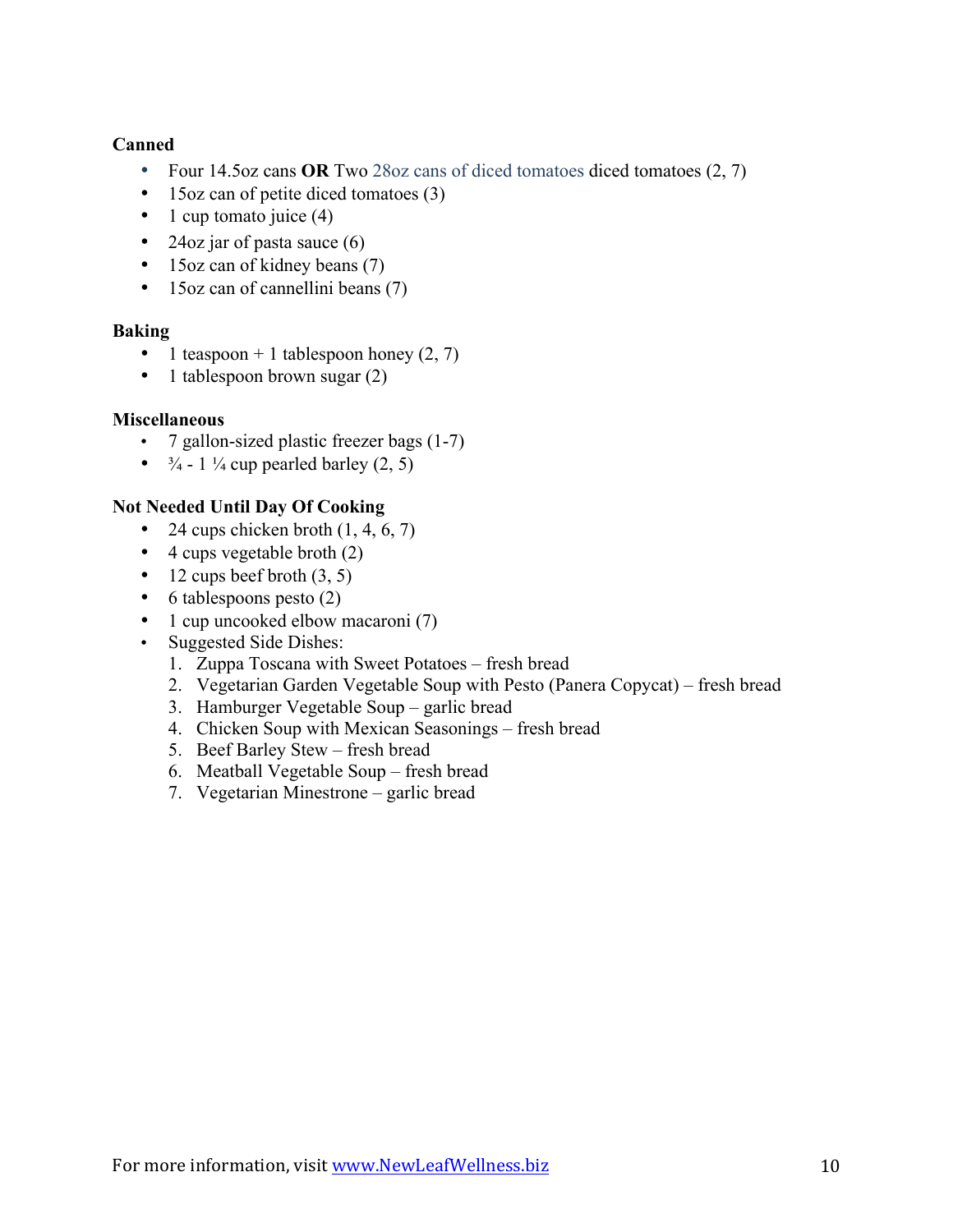**Canned**

- Four 14.5oz cans **OR** Two 28oz cans of diced tomatoes diced tomatoes (2, 7)
- 15oz can of petite diced tomatoes (3)
- 1 cup tomato juice (4)
- 24oz jar of pasta sauce (6)
- 15oz can of kidney beans (7)
- 15oz can of cannellini beans (7)

**Baking**

- 1 teaspoon + 1 tablespoon honey (2, 7)
- 1 tablespoon brown sugar (2)

**Miscellaneous**

- 7 gallon-sized plastic freezer bags (1-7)
- ¾ - 1 ¼ cup pearled barley (2, 5)

**Not Needed Until Day Of Cooking**

- 24 cups chicken broth (1, 4, 6, 7)
- 4 cups vegetable broth (2)
- 12 cups beef broth (3, 5)
- 6 tablespoons pesto (2)
- 1 cup uncooked elbow macaroni (7)
- Suggested Side Dishes:
  1. Zuppa Toscana with Sweet Potatoes – fresh bread
  2. Vegetarian Garden Vegetable Soup with Pesto (Panera Copycat) – fresh bread
  3. Hamburger Vegetable Soup – garlic bread
  4. Chicken Soup with Mexican Seasonings – fresh bread
  5. Beef Barley Stew – fresh bread
  6. Meatball Vegetable Soup – fresh bread
  7. Vegetarian Minestrone – garlic bread

For more information, visit www.NewLeafWellness.biz